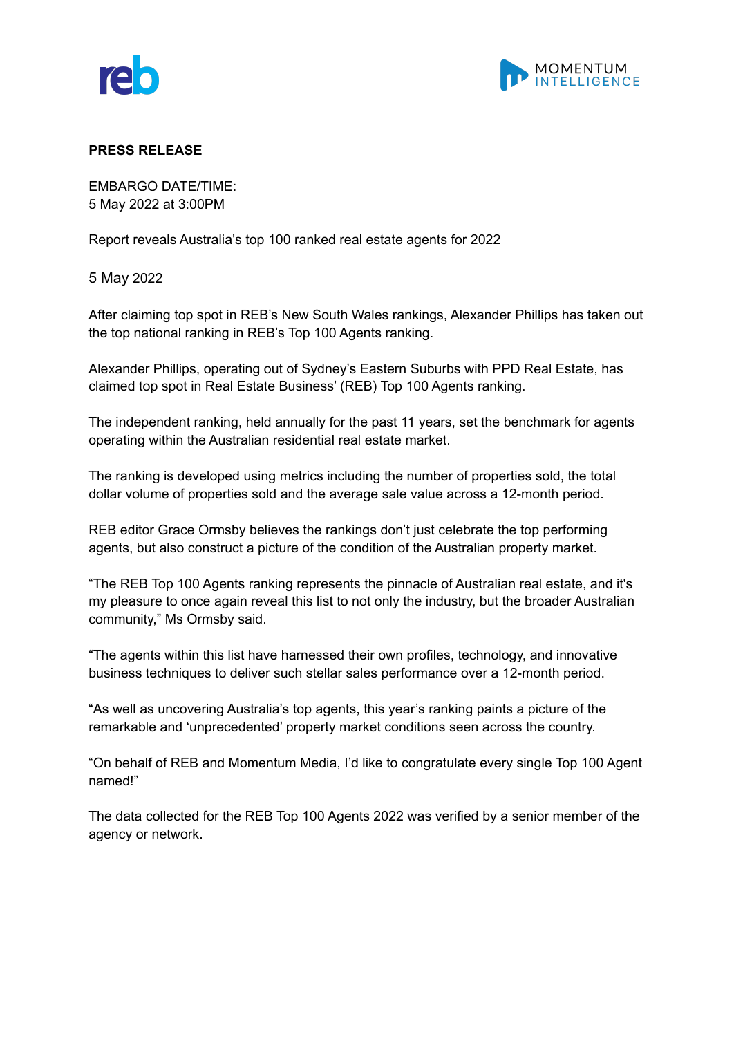**PRESS RELEASE**

EMBARGO DATE/TIME:
5 May 2022 at 3:00PM

Report reveals Australia's top 100 ranked real estate agents for 2022

5 May 2022

After claiming top spot in REB's New South Wales rankings, Alexander Phillips has taken out the top national ranking in REB's Top 100 Agents ranking.

Alexander Phillips, operating out of Sydney's Eastern Suburbs with PPD Real Estate, has claimed top spot in Real Estate Business' (REB) Top 100 Agents ranking.

The independent ranking, held annually for the past 11 years, set the benchmark for agents operating within the Australian residential real estate market.

The ranking is developed using metrics including the number of properties sold, the total dollar volume of properties sold and the average sale value across a 12-month period.

REB editor Grace Ormsby believes the rankings don't just celebrate the top performing agents, but also construct a picture of the condition of the Australian property market.

"The REB Top 100 Agents ranking represents the pinnacle of Australian real estate, and it's my pleasure to once again reveal this list to not only the industry, but the broader Australian community," Ms Ormsby said.

"The agents within this list have harnessed their own profiles, technology, and innovative business techniques to deliver such stellar sales performance over a 12-month period.

"As well as uncovering Australia's top agents, this year's ranking paints a picture of the remarkable and 'unprecedented' property market conditions seen across the country.

"On behalf of REB and Momentum Media, I'd like to congratulate every single Top 100 Agent named!"

The data collected for the REB Top 100 Agents 2022 was verified by a senior member of the agency or network.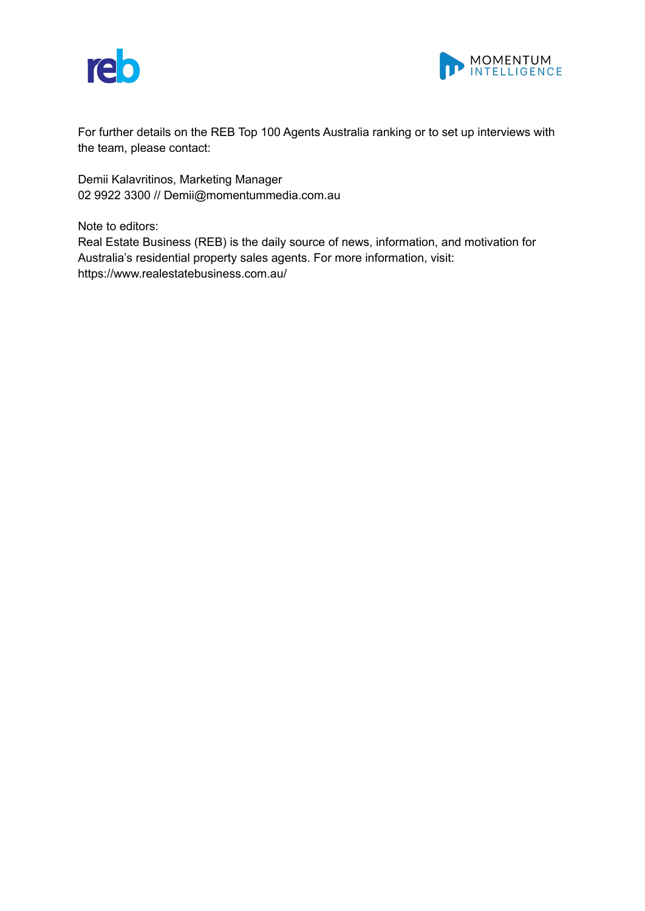For further details on the REB Top 100 Agents Australia ranking or to set up interviews with the team, please contact:

Demii Kalavritinos, Marketing Manager
02 9922 3300 // Demii@momentummedia.com.au

Note to editors:
Real Estate Business (REB) is the daily source of news, information, and motivation for Australia's residential property sales agents. For more information, visit: https://www.realestatebusiness.com.au/